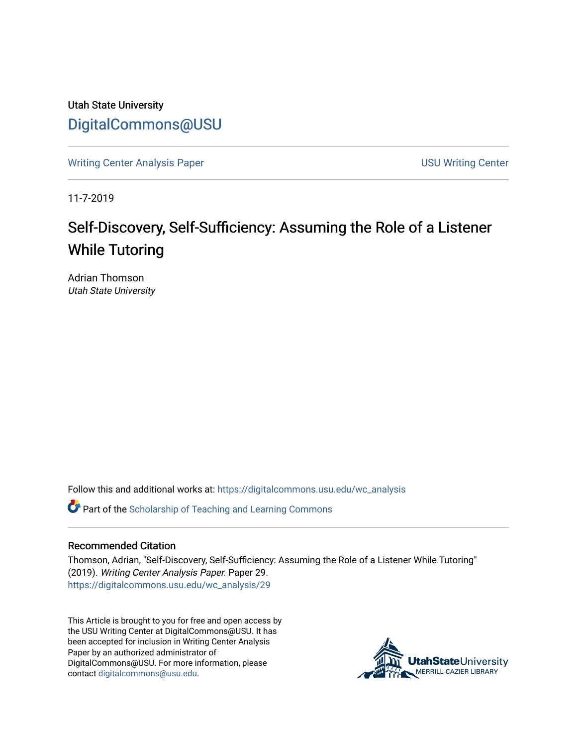Utah State University

DigitalCommons@USU

Writing Center Analysis Paper

USU Writing Center

11-7-2019

# Self-Discovery, Self-Sufficiency: Assuming the Role of a Listener While Tutoring

Adrian Thomson
*Utah State University*

Follow this and additional works at: https://digitalcommons.usu.edu/wc_analysis

Part of the Scholarship of Teaching and Learning Commons

## Recommended Citation

Thomson, Adrian, "Self-Discovery, Self-Sufficiency: Assuming the Role of a Listener While Tutoring" (2019). *Writing Center Analysis Paper.* Paper 29.
https://digitalcommons.usu.edu/wc_analysis/29

This Article is brought to you for free and open access by the USU Writing Center at DigitalCommons@USU. It has been accepted for inclusion in Writing Center Analysis Paper by an authorized administrator of DigitalCommons@USU. For more information, please contact digitalcommons@usu.edu.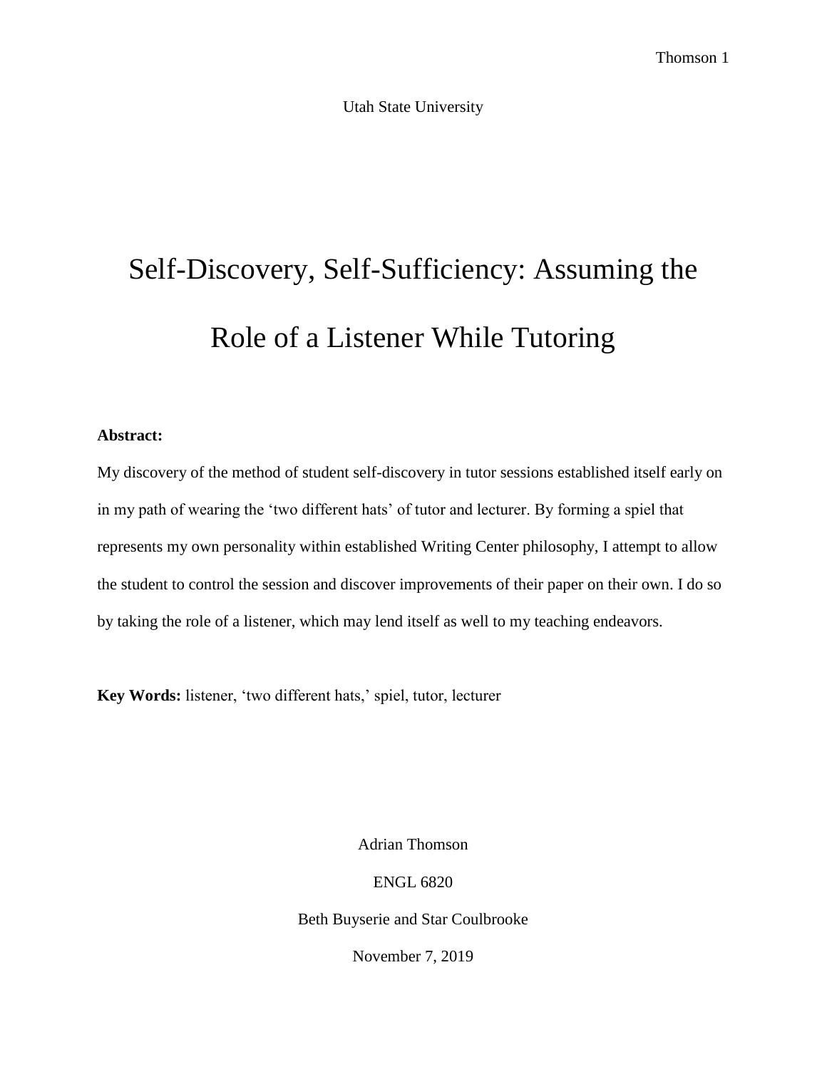Utah State University

# Self-Discovery, Self-Sufficiency: Assuming the Role of a Listener While Tutoring

**Abstract:**

My discovery of the method of student self-discovery in tutor sessions established itself early on in my path of wearing the 'two different hats' of tutor and lecturer. By forming a spiel that represents my own personality within established Writing Center philosophy, I attempt to allow the student to control the session and discover improvements of their paper on their own. I do so by taking the role of a listener, which may lend itself as well to my teaching endeavors.

**Key Words:** listener, 'two different hats,' spiel, tutor, lecturer

Adrian Thomson

ENGL 6820

Beth Buyserie and Star Coulbrooke

November 7, 2019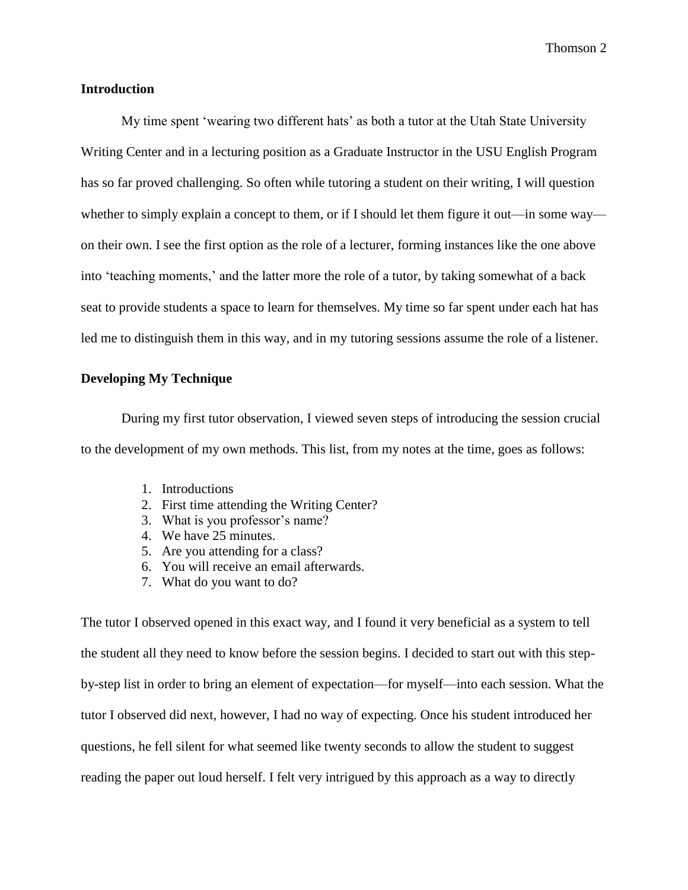## Introduction

My time spent ‘wearing two different hats’ as both a tutor at the Utah State University Writing Center and in a lecturing position as a Graduate Instructor in the USU English Program has so far proved challenging. So often while tutoring a student on their writing, I will question whether to simply explain a concept to them, or if I should let them figure it out—in some way—on their own. I see the first option as the role of a lecturer, forming instances like the one above into ‘teaching moments,’ and the latter more the role of a tutor, by taking somewhat of a back seat to provide students a space to learn for themselves. My time so far spent under each hat has led me to distinguish them in this way, and in my tutoring sessions assume the role of a listener.

## Developing My Technique

During my first tutor observation, I viewed seven steps of introducing the session crucial to the development of my own methods. This list, from my notes at the time, goes as follows:

1. Introductions
2. First time attending the Writing Center?
3. What is you professor’s name?
4. We have 25 minutes.
5. Are you attending for a class?
6. You will receive an email afterwards.
7. What do you want to do?

The tutor I observed opened in this exact way, and I found it very beneficial as a system to tell the student all they need to know before the session begins. I decided to start out with this step-by-step list in order to bring an element of expectation—for myself—into each session. What the tutor I observed did next, however, I had no way of expecting. Once his student introduced her questions, he fell silent for what seemed like twenty seconds to allow the student to suggest reading the paper out loud herself. I felt very intrigued by this approach as a way to directly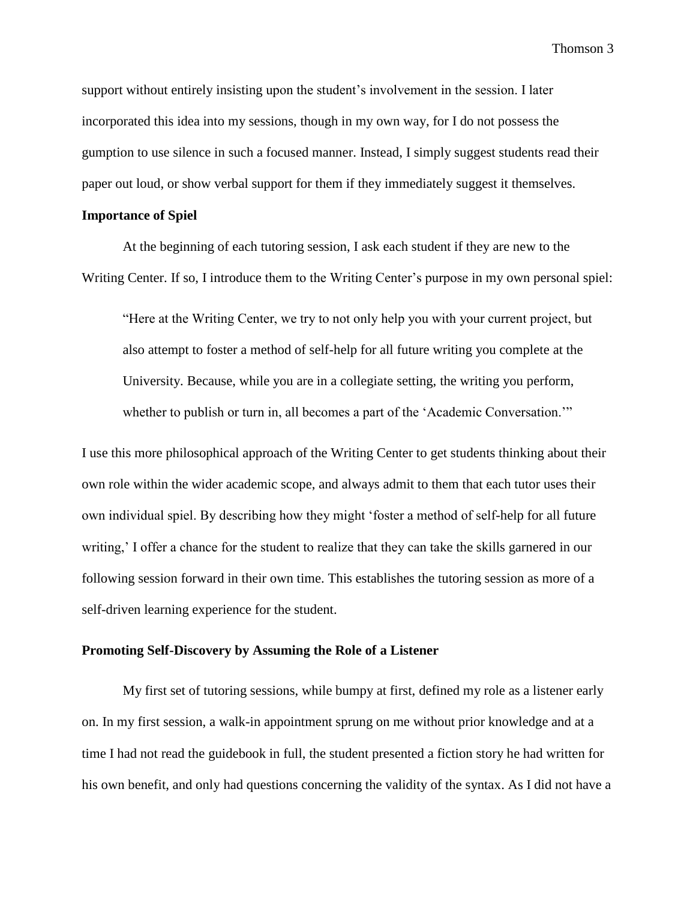support without entirely insisting upon the student's involvement in the session. I later incorporated this idea into my sessions, though in my own way, for I do not possess the gumption to use silence in such a focused manner. Instead, I simply suggest students read their paper out loud, or show verbal support for them if they immediately suggest it themselves.

**Importance of Spiel**

At the beginning of each tutoring session, I ask each student if they are new to the Writing Center. If so, I introduce them to the Writing Center's purpose in my own personal spiel:

> "Here at the Writing Center, we try to not only help you with your current project, but also attempt to foster a method of self-help for all future writing you complete at the University. Because, while you are in a collegiate setting, the writing you perform, whether to publish or turn in, all becomes a part of the 'Academic Conversation.'"

I use this more philosophical approach of the Writing Center to get students thinking about their own role within the wider academic scope, and always admit to them that each tutor uses their own individual spiel. By describing how they might 'foster a method of self-help for all future writing,' I offer a chance for the student to realize that they can take the skills garnered in our following session forward in their own time. This establishes the tutoring session as more of a self-driven learning experience for the student.

**Promoting Self-Discovery by Assuming the Role of a Listener**

My first set of tutoring sessions, while bumpy at first, defined my role as a listener early on. In my first session, a walk-in appointment sprung on me without prior knowledge and at a time I had not read the guidebook in full, the student presented a fiction story he had written for his own benefit, and only had questions concerning the validity of the syntax. As I did not have a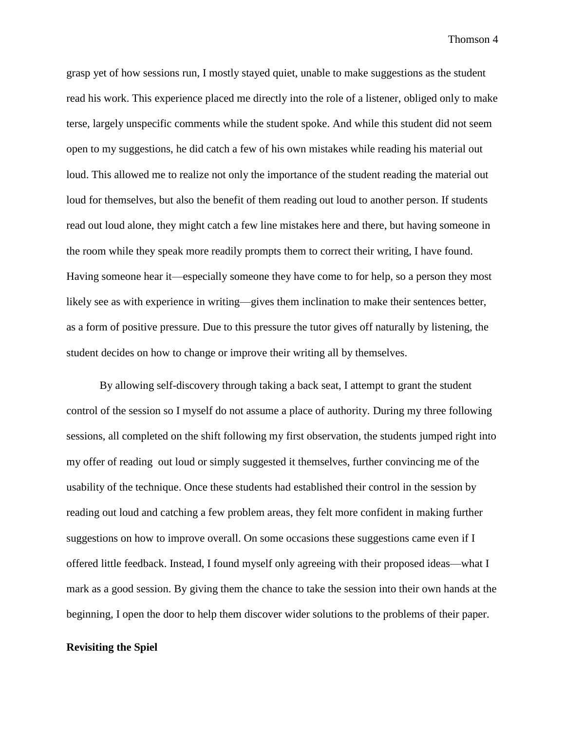grasp yet of how sessions run, I mostly stayed quiet, unable to make suggestions as the student read his work. This experience placed me directly into the role of a listener, obliged only to make terse, largely unspecific comments while the student spoke. And while this student did not seem open to my suggestions, he did catch a few of his own mistakes while reading his material out loud. This allowed me to realize not only the importance of the student reading the material out loud for themselves, but also the benefit of them reading out loud to another person. If students read out loud alone, they might catch a few line mistakes here and there, but having someone in the room while they speak more readily prompts them to correct their writing, I have found. Having someone hear it—especially someone they have come to for help, so a person they most likely see as with experience in writing—gives them inclination to make their sentences better, as a form of positive pressure. Due to this pressure the tutor gives off naturally by listening, the student decides on how to change or improve their writing all by themselves.

By allowing self-discovery through taking a back seat, I attempt to grant the student control of the session so I myself do not assume a place of authority. During my three following sessions, all completed on the shift following my first observation, the students jumped right into my offer of reading out loud or simply suggested it themselves, further convincing me of the usability of the technique. Once these students had established their control in the session by reading out loud and catching a few problem areas, they felt more confident in making further suggestions on how to improve overall. On some occasions these suggestions came even if I offered little feedback. Instead, I found myself only agreeing with their proposed ideas—what I mark as a good session. By giving them the chance to take the session into their own hands at the beginning, I open the door to help them discover wider solutions to the problems of their paper.

**Revisiting the Spiel**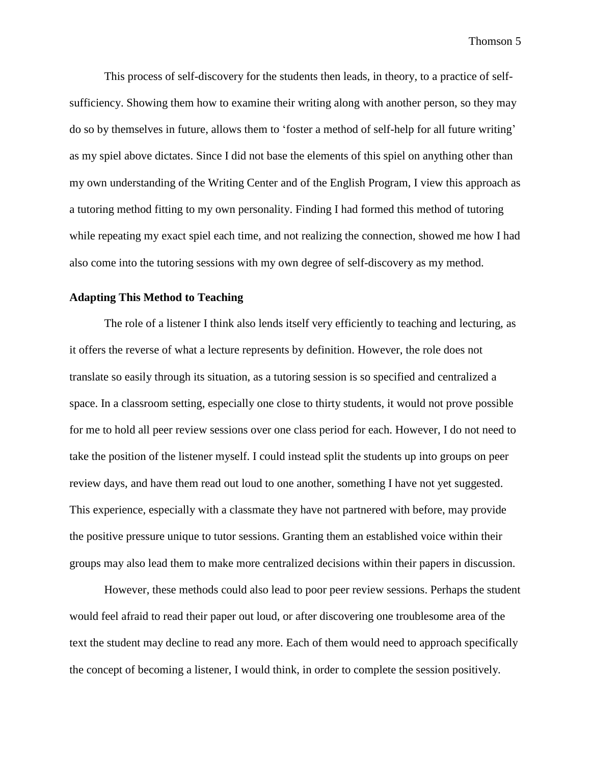This process of self-discovery for the students then leads, in theory, to a practice of self-sufficiency. Showing them how to examine their writing along with another person, so they may do so by themselves in future, allows them to 'foster a method of self-help for all future writing' as my spiel above dictates. Since I did not base the elements of this spiel on anything other than my own understanding of the Writing Center and of the English Program, I view this approach as a tutoring method fitting to my own personality. Finding I had formed this method of tutoring while repeating my exact spiel each time, and not realizing the connection, showed me how I had also come into the tutoring sessions with my own degree of self-discovery as my method.

**Adapting This Method to Teaching**

The role of a listener I think also lends itself very efficiently to teaching and lecturing, as it offers the reverse of what a lecture represents by definition. However, the role does not translate so easily through its situation, as a tutoring session is so specified and centralized a space. In a classroom setting, especially one close to thirty students, it would not prove possible for me to hold all peer review sessions over one class period for each. However, I do not need to take the position of the listener myself. I could instead split the students up into groups on peer review days, and have them read out loud to one another, something I have not yet suggested. This experience, especially with a classmate they have not partnered with before, may provide the positive pressure unique to tutor sessions. Granting them an established voice within their groups may also lead them to make more centralized decisions within their papers in discussion.

However, these methods could also lead to poor peer review sessions. Perhaps the student would feel afraid to read their paper out loud, or after discovering one troublesome area of the text the student may decline to read any more. Each of them would need to approach specifically the concept of becoming a listener, I would think, in order to complete the session positively.